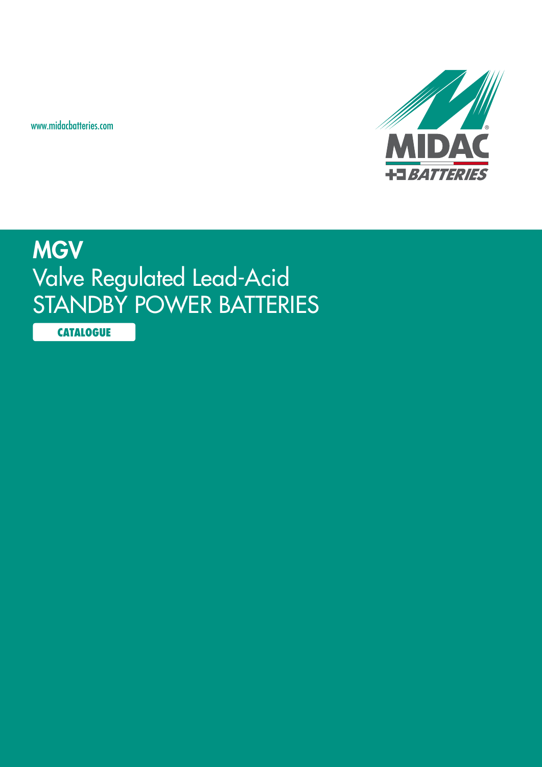www.midacbatteries.com

MIDAC BATTERIES

# MGV

## Valve Regulated Lead-Acid STANDBY POWER BATTERIES

**CATALOGUE**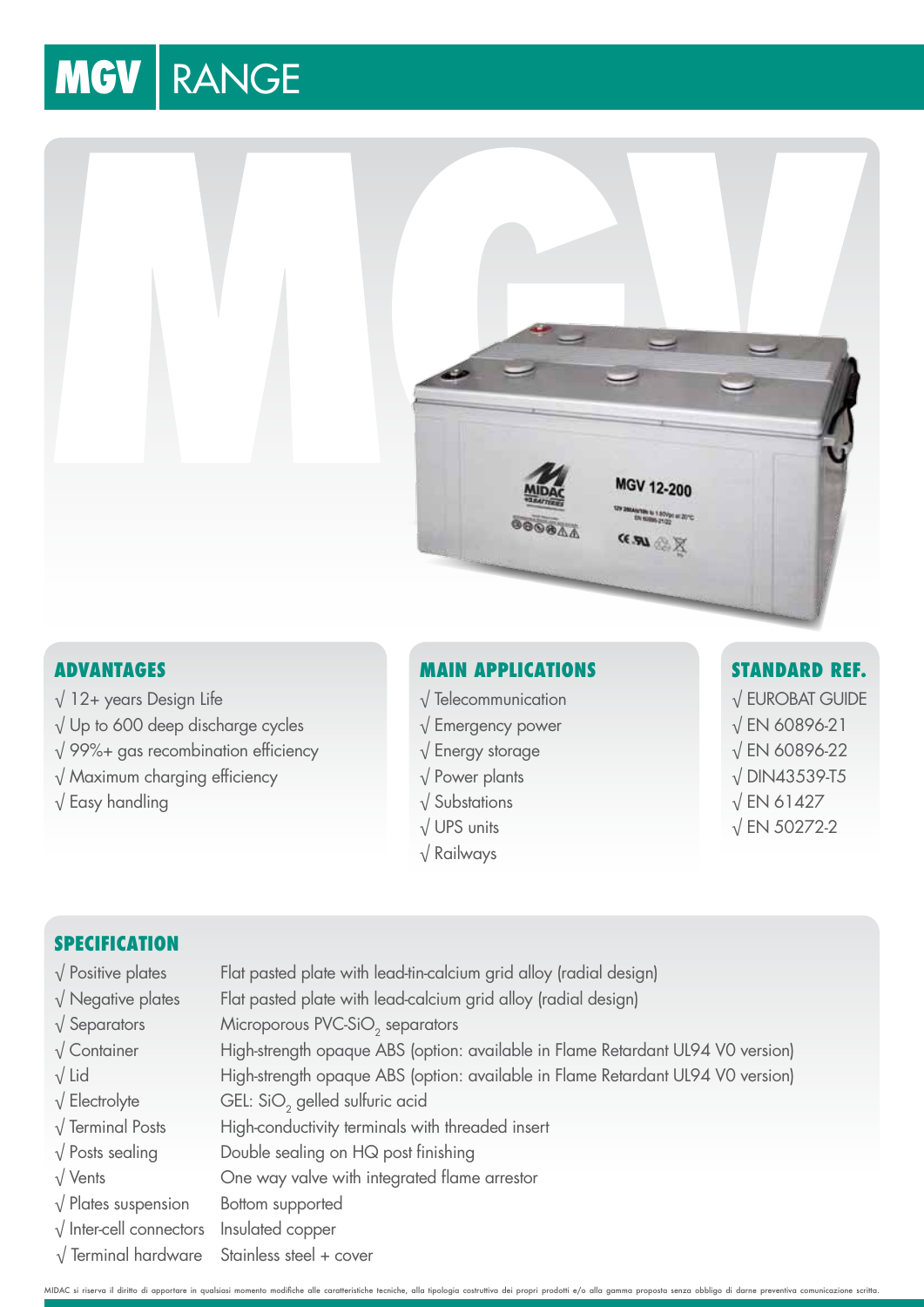# MGV RANGE

## ADVANTAGES

- √ 12+ years Design Life
- √ Up to 600 deep discharge cycles
- √ 99%+ gas recombination efficiency
- √ Maximum charging efficiency
- √ Easy handling

## MAIN APPLICATIONS

- √ Telecommunication
- √ Emergency power
- √ Energy storage
- √ Power plants
- √ Substations
- √ UPS units
- √ Railways

## STANDARD REF.

- √ EUROBAT GUIDE
- √ EN 60896-21
- √ EN 60896-22
- √ DIN43539-T5
- √ EN 61427
- √ EN 50272-2

## SPECIFICATION

| | |
|---|---|
| √ Positive plates | Flat pasted plate with lead-tin-calcium grid alloy (radial design) |
| √ Negative plates | Flat pasted plate with lead-calcium grid alloy (radial design) |
| √ Separators | Microporous PVC-$SiO_2$ separators |
| √ Container | High-strength opaque ABS (option: available in Flame Retardant UL94 V0 version) |
| √ Lid | High-strength opaque ABS (option: available in Flame Retardant UL94 V0 version) |
| √ Electrolyte | GEL: $SiO_2$ gelled sulfuric acid |
| √ Terminal Posts | High-conductivity terminals with threaded insert |
| √ Posts sealing | Double sealing on HQ post finishing |
| √ Vents | One way valve with integrated flame arrestor |
| √ Plates suspension | Bottom supported |
| √ Inter-cell connectors | Insulated copper |
| √ Terminal hardware | Stainless steel + cover |

MIDAC si riserva il diritto di apportare in qualsiasi momento modifiche alle caratteristiche tecniche, alla tipologia costruttiva dei propri prodotti e/o alla gamma proposta senza obbligo di darne preventiva comunicazione scritta.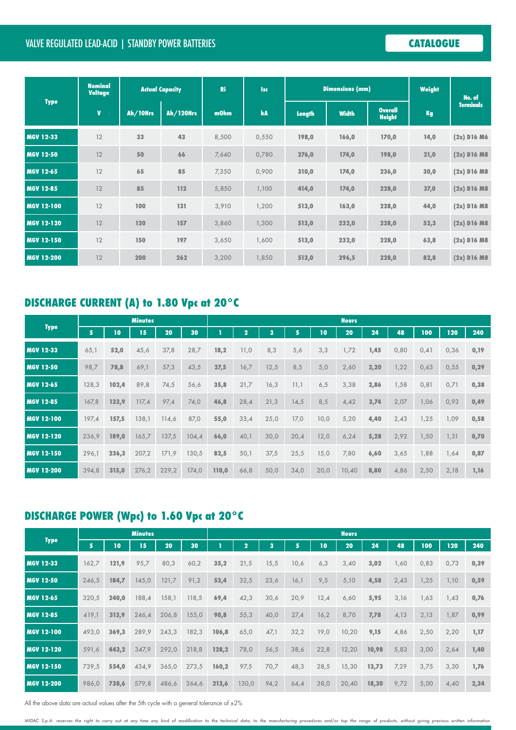VALVE REGULATED LEAD-ACID | STANDBY POWER BATTERIES

| Type | Nominal Voltage | Actual Capacity | | Ri | Isc | Dimensions (mm) | | | Weight | No. of Terminals |
|---|---|---|---|---|---|---|---|---|---|---|
| | V | Ah/10Hrs | Ah/120Hrs | mOhm | kA | Length | Width | Overall Height | Kg | |
| MGV 12-33 | 12 | 33 | 43 | 8,500 | 0,550 | 198,0 | 166,0 | 170,0 | 14,0 | (2x) D16 M6 |
| MGV 12-50 | 12 | 50 | 66 | 7,640 | 0,780 | 276,0 | 174,0 | 198,0 | 21,0 | (2x) D16 M8 |
| MGV 12-65 | 12 | 65 | 85 | 7,350 | 0,900 | 310,0 | 174,0 | 236,0 | 30,0 | (2x) D16 M8 |
| MGV 12-85 | 12 | 85 | 112 | 5,850 | 1,100 | 414,0 | 174,0 | 228,0 | 37,0 | (2x) D16 M8 |
| MGV 12-100 | 12 | 100 | 131 | 3,910 | 1,200 | 513,0 | 163,0 | 228,0 | 44,0 | (2x) D16 M8 |
| MGV 12-120 | 12 | 120 | 157 | 3,860 | 1,300 | 513,0 | 232,0 | 228,0 | 52,3 | (2x) D16 M8 |
| MGV 12-150 | 12 | 150 | 197 | 3,650 | 1,600 | 513,0 | 232,0 | 228,0 | 63,8 | (2x) D16 M8 |
| MGV 12-200 | 12 | 200 | 262 | 3,200 | 1,850 | 513,0 | 296,5 | 228,0 | 82,8 | (2x) D16 M8 |

## DISCHARGE CURRENT (A) to 1.80 Vpc at 20°C

| Type | Minutes | | | | | Hours | | | | | | | | | | |
|---|---|---|---|---|---|---|---|---|---|---|---|---|---|---|---|---|
| | 5 | 10 | 15 | 20 | 30 | 1 | 2 | 3 | 5 | 10 | 20 | 24 | 48 | 100 | 120 | 240 |
| MGV 12-33 | 65,1 | 52,0 | 45,6 | 37,8 | 28,7 | 18,2 | 11,0 | 8,3 | 5,6 | 3,3 | 1,72 | 1,45 | 0,80 | 0,41 | 0,36 | 0,19 |
| MGV 12-50 | 98,7 | 78,8 | 69,1 | 57,3 | 43,5 | 27,5 | 16,7 | 12,5 | 8,5 | 5,0 | 2,60 | 2,20 | 1,22 | 0,63 | 0,55 | 0,29 |
| MGV 12-65 | 128,3 | 102,4 | 89,8 | 74,5 | 56,6 | 35,8 | 21,7 | 16,3 | 11,1 | 6,5 | 3,38 | 2,86 | 1,58 | 0,81 | 0,71 | 0,38 |
| MGV 12-85 | 167,8 | 133,9 | 117,4 | 97,4 | 74,0 | 46,8 | 28,4 | 21,3 | 14,5 | 8,5 | 4,42 | 3,74 | 2,07 | 1,06 | 0,93 | 0,49 |
| MGV 12-100 | 197,4 | 157,5 | 138,1 | 114,6 | 87,0 | 55,0 | 33,4 | 25,0 | 17,0 | 10,0 | 5,20 | 4,40 | 2,43 | 1,25 | 1,09 | 0,58 |
| MGV 12-120 | 236,9 | 189,0 | 165,7 | 137,5 | 104,4 | 66,0 | 40,1 | 30,0 | 20,4 | 12,0 | 6,24 | 5,28 | 2,92 | 1,50 | 1,31 | 0,70 |
| MGV 12-150 | 296,1 | 236,3 | 207,2 | 171,9 | 130,5 | 82,5 | 50,1 | 37,5 | 25,5 | 15,0 | 7,80 | 6,60 | 3,65 | 1,88 | 1,64 | 0,87 |
| MGV 12-200 | 394,8 | 315,0 | 276,2 | 229,2 | 174,0 | 110,0 | 66,8 | 50,0 | 34,0 | 20,0 | 10,40 | 8,80 | 4,86 | 2,50 | 2,18 | 1,16 |

## DISCHARGE POWER (Wpc) to 1.60 Vpc at 20°C

| Type | Minutes | | | | | Hours | | | | | | | | | | |
|---|---|---|---|---|---|---|---|---|---|---|---|---|---|---|---|---|
| | 5 | 10 | 15 | 20 | 30 | 1 | 2 | 3 | 5 | 10 | 20 | 24 | 48 | 100 | 120 | 240 |
| MGV 12-33 | 162,7 | 121,9 | 95,7 | 80,3 | 60,2 | 35,2 | 21,5 | 15,5 | 10,6 | 6,3 | 3,40 | 3,02 | 1,60 | 0,83 | 0,73 | 0,39 |
| MGV 12-50 | 246,5 | 184,7 | 145,0 | 121,7 | 91,2 | 53,4 | 32,5 | 23,6 | 16,1 | 9,5 | 5,10 | 4,58 | 2,43 | 1,25 | 1,10 | 0,59 |
| MGV 12-65 | 320,5 | 240,0 | 188,4 | 158,1 | 118,5 | 69,4 | 42,3 | 30,6 | 20,9 | 12,4 | 6,60 | 5,95 | 3,16 | 1,63 | 1,43 | 0,76 |
| MGV 12-85 | 419,1 | 313,9 | 246,4 | 206,8 | 155,0 | 90,8 | 55,3 | 40,0 | 27,4 | 16,2 | 8,70 | 7,78 | 4,13 | 2,13 | 1,87 | 0,99 |
| MGV 12-100 | 493,0 | 369,3 | 289,9 | 243,3 | 182,3 | 106,8 | 65,0 | 47,1 | 32,2 | 19,0 | 10,20 | 9,15 | 4,86 | 2,50 | 2,20 | 1,17 |
| MGV 12-120 | 591,6 | 443,2 | 347,9 | 292,0 | 218,8 | 128,2 | 78,0 | 56,5 | 38,6 | 22,8 | 12,20 | 10,98 | 5,83 | 3,00 | 2,64 | 1,40 |
| MGV 12-150 | 739,5 | 554,0 | 434,9 | 365,0 | 273,5 | 160,2 | 97,5 | 70,7 | 48,3 | 28,5 | 15,30 | 13,73 | 7,29 | 3,75 | 3,30 | 1,76 |
| MGV 12-200 | 986,0 | 738,6 | 579,8 | 486,6 | 364,6 | 213,6 | 130,0 | 94,2 | 64,4 | 38,0 | 20,40 | 18,30 | 9,72 | 5,00 | 4,40 | 2,34 |

All the above data are actual values after the 5th cycle with a general tolerance of ±2%

*MIDAC S.p.A. reserves the right to carry out at any time any kind of modification to the technical data, to the manufacturing procedures and/or top the range of products, without giving previous written information.*